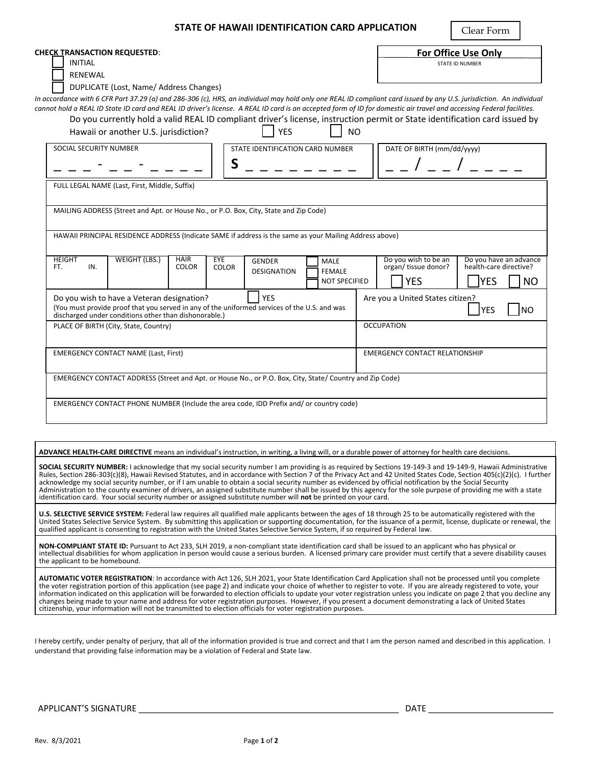# STATE OF HAWAII IDENTIFICATION CARD APPLICATION

Clear Form

**CHECK TRANSACTION REQUESTED**:

- ☐ INITIAL
- ☐ RENEWAL
- ☐ DUPLICATE (Lost, Name/ Address Changes)

| **For Office Use Only** |
|---|
| STATE ID NUMBER |

*In accordance with 6 CFR Part 37.29 (a) and 286-306 (c), HRS, an individual may hold only one REAL ID compliant card issued by any U.S. jurisdiction. An individual cannot hold a REAL ID State ID card and REAL ID driver's license. A REAL ID card is an accepted form of ID for domestic air travel and accessing Federal facilities.*

Do you currently hold a valid REAL ID compliant driver's license, instruction permit or State identification card issued by Hawaii or another U.S. jurisdiction? ☐ YES ☐ NO

| SOCIAL SECURITY NUMBER | STATE IDENTIFICATION CARD NUMBER | DATE OF BIRTH (mm/dd/yyyy) |
|---|---|---|
| _ _ _ - _ _ - _ _ _ _ | S _ _ _ _ _ _ _ _ | _ _ / _ _ / _ _ _ _ |

FULL LEGAL NAME (Last, First, Middle, Suffix)

MAILING ADDRESS (Street and Apt. or House No., or P.O. Box, City, State and Zip Code)

HAWAII PRINCIPAL RESIDENCE ADDRESS (Indicate SAME if address is the same as your Mailing Address above)

| HEIGHT FT. IN. | WEIGHT (LBS.) | HAIR COLOR | EYE COLOR | GENDER DESIGNATION ☐ MALE ☐ FEMALE ☐ NOT SPECIFIED | Do you wish to be an organ/ tissue donor? ☐ YES | Do you have an advance health-care directive? ☐ YES ☐ NO |
|---|---|---|---|---|---|---|

Do you wish to have a Veteran designation? ☐ YES
(You must provide proof that you served in any of the uniformed services of the U.S. and was discharged under conditions other than dishonorable.)

Are you a United States citizen? ☐ YES ☐ NO

| PLACE OF BIRTH (City, State, Country) | OCCUPATION |
|---|---|
| EMERGENCY CONTACT NAME (Last, First) | EMERGENCY CONTACT RELATIONSHIP |

EMERGENCY CONTACT ADDRESS (Street and Apt. or House No., or P.O. Box, City, State/ Country and Zip Code)

EMERGENCY CONTACT PHONE NUMBER (Include the area code, IDD Prefix and/ or country code)

**ADVANCE HEALTH-CARE DIRECTIVE** means an individual's instruction, in writing, a living will, or a durable power of attorney for health care decisions.

**SOCIAL SECURITY NUMBER:** I acknowledge that my social security number I am providing is as required by Sections 19-149-3 and 19-149-9, Hawaii Administrative Rules, Section 286-303(c)(8), Hawaii Revised Statutes, and in accordance with Section 7 of the Privacy Act and 42 United States Code, Section 405(c)(2)(c). I further acknowledge my social security number, or if I am unable to obtain a social security number as evidenced by official notification by the Social Security Administration to the county examiner of drivers, an assigned substitute number shall be issued by this agency for the sole purpose of providing me with a state identification card. Your social security number or assigned substitute number will **not** be printed on your card.

**U.S. SELECTIVE SERVICE SYSTEM:** Federal law requires all qualified male applicants between the ages of 18 through 25 to be automatically registered with the United States Selective Service System. By submitting this application or supporting documentation, for the issuance of a permit, license, duplicate or renewal, the qualified applicant is consenting to registration with the United States Selective Service System, if so required by Federal law.

**NON-COMPLIANT STATE ID:** Pursuant to Act 233, SLH 2019, a non-compliant state identification card shall be issued to an applicant who has physical or intellectual disabilities for whom application in person would cause a serious burden. A licensed primary care provider must certify that a severe disability causes the applicant to be homebound.

**AUTOMATIC VOTER REGISTRATION**: In accordance with Act 126, SLH 2021, your State Identification Card Application shall not be processed until you complete the voter registration portion of this application (see page 2) and indicate your choice of whether to register to vote. If you are already registered to vote, your information indicated on this application will be forwarded to election officials to update your voter registration unless you indicate on page 2 that you decline any changes being made to your name and address for voter registration purposes. However, if you present a document demonstrating a lack of United States citizenship, your information will not be transmitted to election officials for voter registration purposes.

I hereby certify, under penalty of perjury, that all of the information provided is true and correct and that I am the person named and described in this application. I understand that providing false information may be a violation of Federal and State law.

APPLICANT'S SIGNATURE ________________________________________ DATE ____________________

Rev. 8/3/2021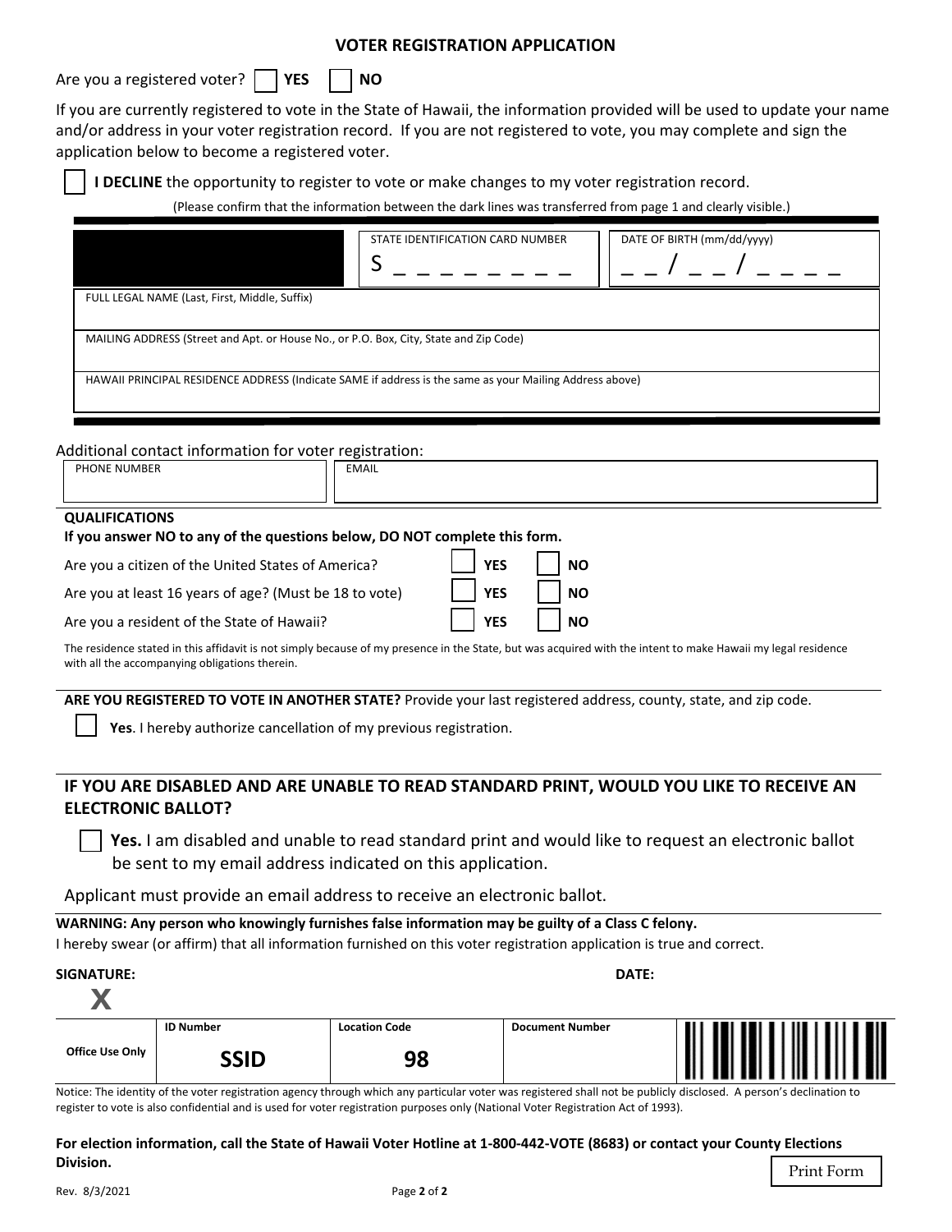# VOTER REGISTRATION APPLICATION

Are you a registered voter? ☐ **YES** ☐ **NO**

If you are currently registered to vote in the State of Hawaii, the information provided will be used to update your name and/or address in your voter registration record. If you are not registered to vote, you may complete and sign the application below to become a registered voter.

☐ **I DECLINE** the opportunity to register to vote or make changes to my voter registration record.

(Please confirm that the information between the dark lines was transferred from page 1 and clearly visible.)

| | STATE IDENTIFICATION CARD NUMBER | DATE OF BIRTH (mm/dd/yyyy) |
|---|---|---|
| | S _ _ _ _ _ _ _ _ | _ _ / _ _ / _ _ _ _ |

FULL LEGAL NAME (Last, First, Middle, Suffix)

MAILING ADDRESS (Street and Apt. or House No., or P.O. Box, City, State and Zip Code)

HAWAII PRINCIPAL RESIDENCE ADDRESS (Indicate SAME if address is the same as your Mailing Address above)

Additional contact information for voter registration:

| PHONE NUMBER | EMAIL |
|---|---|
| | |

**QUALIFICATIONS**

**If you answer NO to any of the questions below, DO NOT complete this form.**

Are you a citizen of the United States of America? ☐ **YES** ☐ **NO**

Are you at least 16 years of age? (Must be 18 to vote) ☐ **YES** ☐ **NO**

Are you a resident of the State of Hawaii? ☐ **YES** ☐ **NO**

The residence stated in this affidavit is not simply because of my presence in the State, but was acquired with the intent to make Hawaii my legal residence with all the accompanying obligations therein.

**ARE YOU REGISTERED TO VOTE IN ANOTHER STATE?** Provide your last registered address, county, state, and zip code.

☐ **Yes**. I hereby authorize cancellation of my previous registration.

**IF YOU ARE DISABLED AND ARE UNABLE TO READ STANDARD PRINT, WOULD YOU LIKE TO RECEIVE AN ELECTRONIC BALLOT?**

☐ **Yes.** I am disabled and unable to read standard print and would like to request an electronic ballot be sent to my email address indicated on this application.

Applicant must provide an email address to receive an electronic ballot.

**WARNING: Any person who knowingly furnishes false information may be guilty of a Class C felony.**

I hereby swear (or affirm) that all information furnished on this voter registration application is true and correct.

**SIGNATURE:** **DATE:**

**X**

| | ID Number | Location Code | Document Number | |
|---|---|---|---|---|
| **Office Use Only** | **SSID** | **98** | | |

Notice: The identity of the voter registration agency through which any particular voter was registered shall not be publicly disclosed. A person's declination to register to vote is also confidential and is used for voter registration purposes only (National Voter Registration Act of 1993).

**For election information, call the State of Hawaii Voter Hotline at 1-800-442-VOTE (8683) or contact your County Elections Division.**

Print Form

Rev. 8/3/2021